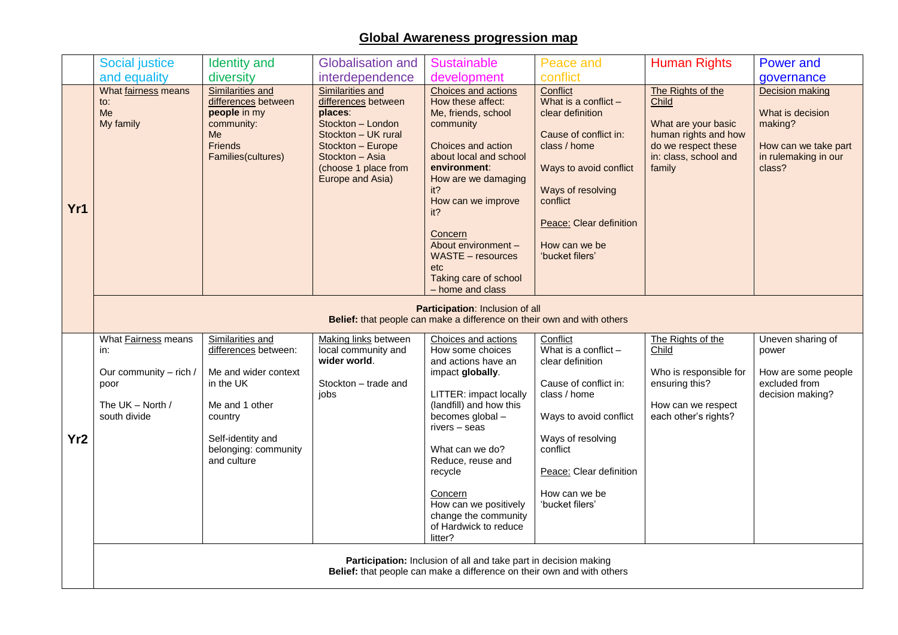# Global Awareness progression map

| | Social justice and equality | Identity and diversity | Globalisation and interdependence | Sustainable development | Peace and conflict | Human Rights | Power and governance |
|---|---|---|---|---|---|---|---|
| **Yr1** | What fairness means to:<br>Me<br>My family | Similarities and differences between **people** in my community:<br>Me<br>Friends<br>Families(cultures) | Similarities and differences between **places**:<br>Stockton – London<br>Stockton – UK rural<br>Stockton – Europe<br>Stockton – Asia<br>(choose 1 place from Europe and Asia) | Choices and actions<br>How these affect:<br>Me, friends, school community<br><br>Choices and action about local and school **environment**:<br>How are we damaging it?<br>How can we improve it?<br><br>Concern<br>About environment – WASTE – resources etc<br>Taking care of school – home and class | Conflict<br>What is a conflict – clear definition<br><br>Cause of conflict in: class / home<br><br>Ways to avoid conflict<br><br>Ways of resolving conflict<br><br>Peace: Clear definition<br><br>How can we be 'bucket filers' | The Rights of the Child<br><br>What are your basic human rights and how do we respect these in: class, school and family | Decision making<br><br>What is decision making?<br><br>How can we take part in rulemaking in our class? |
| | **Participation**: Inclusion of all<br>**Belief:** that people can make a difference on their own and with others | | | | | | |
| **Yr2** | What Fairness means in:<br><br>Our community – rich / poor<br><br>The UK – North / south divide | Similarities and differences between:<br><br>Me and wider context in the UK<br><br>Me and 1 other country<br><br>Self-identity and belonging: community and culture | Making links between local community and **wider world**.<br><br>Stockton – trade and jobs | Choices and actions<br>How some choices and actions have an impact **globally**.<br><br>LITTER: impact locally (landfill) and how this becomes global – rivers – seas<br><br>What can we do? Reduce, reuse and recycle<br><br>Concern<br>How can we positively change the community of Hardwick to reduce litter? | Conflict<br>What is a conflict – clear definition<br><br>Cause of conflict in: class / home<br><br>Ways to avoid conflict<br><br>Ways of resolving conflict<br><br>Peace: Clear definition<br><br>How can we be 'bucket filers' | The Rights of the Child<br><br>Who is responsible for ensuring this?<br><br>How can we respect each other's rights? | Uneven sharing of power<br><br>How are some people excluded from decision making? |
| | **Participation:** Inclusion of all and take part in decision making<br>**Belief:** that people can make a difference on their own and with others | | | | | | |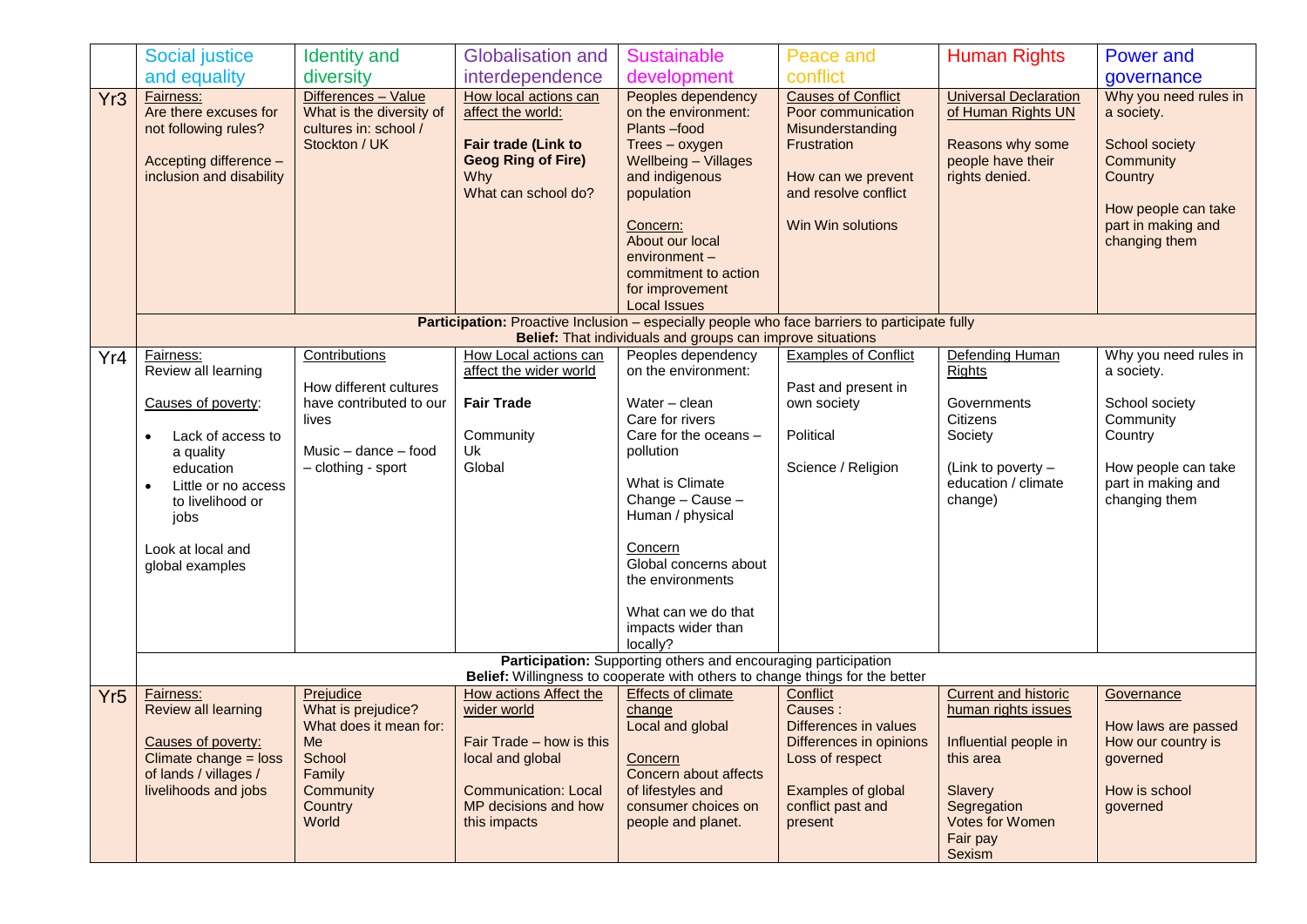| | Social justice and equality | Identity and diversity | Globalisation and interdependence | Sustainable development | Peace and conflict | Human Rights | Power and governance |
|---|---|---|---|---|---|---|---|
| Yr3 | Fairness:<br>Are there excuses for not following rules?<br><br>Accepting difference – inclusion and disability | Differences – Value<br>What is the diversity of cultures in: school / Stockton / UK | How local actions can affect the world:<br><br>**Fair trade (Link to Geog Ring of Fire)**<br>Why<br>What can school do? | Peoples dependency on the environment:<br>Plants –food<br>Trees – oxygen<br>Wellbeing – Villages and indigenous population<br><br>Concern:<br>About our local environment – commitment to action for improvement<br>Local Issues | Causes of Conflict<br>Poor communication<br>Misunderstanding<br>Frustration<br><br>How can we prevent and resolve conflict<br><br>Win Win solutions | Universal Declaration of Human Rights UN<br><br>Reasons why some people have their rights denied. | Why you need rules in a society.<br><br>School society<br>Community<br>Country<br><br>How people can take part in making and changing them |
| | **Participation:** Proactive Inclusion – especially people who face barriers to participate fully<br>**Belief:** That individuals and groups can improve situations | | | | | | |
| Yr4 | Fairness:<br>Review all learning<br><br>Causes of poverty:<br>• Lack of access to a quality education<br>• Little or no access to livelihood or jobs<br><br>Look at local and global examples | Contributions<br><br>How different cultures have contributed to our lives<br><br>Music – dance – food – clothing - sport | How Local actions can affect the wider world<br><br>**Fair Trade**<br><br>Community<br>Uk<br>Global | Peoples dependency on the environment:<br><br>Water – clean<br>Care for rivers<br>Care for the oceans – pollution<br><br>What is Climate Change – Cause – Human / physical<br><br>Concern<br>Global concerns about the environments<br><br>What can we do that impacts wider than locally? | Examples of Conflict<br><br>Past and present in own society<br><br>Political<br><br>Science / Religion | Defending Human Rights<br><br>Governments<br>Citizens<br>Society<br><br>(Link to poverty – education / climate change) | Why you need rules in a society.<br><br>School society<br>Community<br>Country<br><br>How people can take part in making and changing them |
| | **Participation:** Supporting others and encouraging participation<br>**Belief:** Willingness to cooperate with others to change things for the better | | | | | | |
| Yr5 | Fairness:<br>Review all learning<br><br>Causes of poverty:<br>Climate change = loss of lands / villages / livelihoods and jobs | Prejudice<br>What is prejudice?<br>What does it mean for:<br>Me<br>School<br>Family<br>Community<br>Country<br>World | How actions Affect the wider world<br><br>Fair Trade – how is this local and global<br><br>Communication: Local MP decisions and how this impacts | Effects of climate change<br>Local and global<br><br>Concern<br>Concern about affects of lifestyles and consumer choices on people and planet. | Conflict<br>Causes :<br>Differences in values<br>Differences in opinions<br>Loss of respect<br><br>Examples of global conflict past and present | Current and historic human rights issues<br><br>Influential people in this area<br><br>Slavery<br>Segregation<br>Votes for Women<br>Fair pay<br>Sexism | Governance<br><br>How laws are passed<br>How our country is governed<br><br>How is school governed |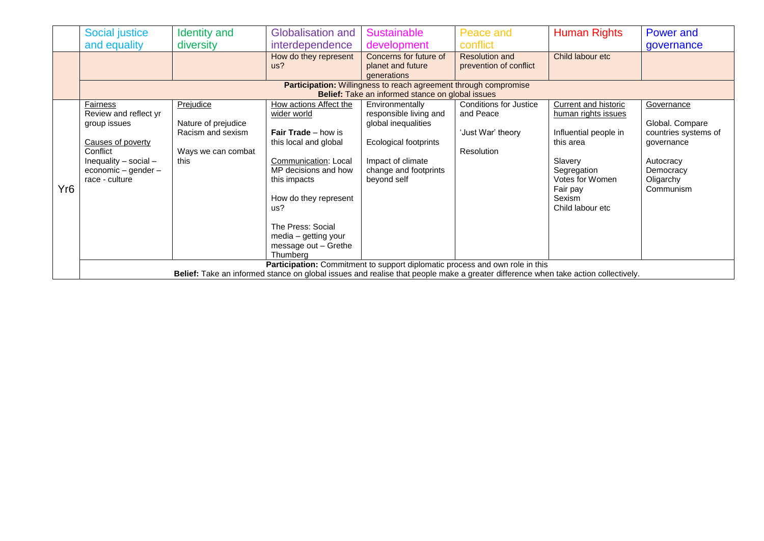| | Social justice and equality | Identity and diversity | Globalisation and interdependence | Sustainable development | Peace and conflict | Human Rights | Power and governance |
|---|---|---|---|---|---|---|---|
| | | | How do they represent us? | Concerns for future of planet and future generations | Resolution and prevention of conflict | Child labour etc | |
| | **Participation:** Willingness to reach agreement through compromise<br>**Belief:** Take an informed stance on global issues | | | | | | |
| Yr6 | Fairness<br>Review and reflect yr group issues<br><br>Causes of poverty<br>Conflict<br>Inequality – social – economic – gender – race - culture | Prejudice<br><br>Nature of prejudice<br>Racism and sexism<br><br>Ways we can combat this | How actions Affect the wider world<br><br>**Fair Trade** – how is this local and global<br><br>Communication: Local MP decisions and how this impacts<br><br>How do they represent us?<br><br>The Press: Social media – getting your message out – Grethe Thumberg | Environmentally responsible living and global inequalities<br><br>Ecological footprints<br><br>Impact of climate change and footprints beyond self | Conditions for Justice and Peace<br><br>'Just War' theory<br><br>Resolution | Current and historic human rights issues<br><br>Influential people in this area<br><br>Slavery<br>Segregation<br>Votes for Women<br>Fair pay<br>Sexism<br>Child labour etc | Governance<br><br>Global. Compare countries systems of governance<br><br>Autocracy<br>Democracy<br>Oligarchy<br>Communism |
| | **Participation:** Commitment to support diplomatic process and own role in this<br>**Belief:** Take an informed stance on global issues and realise that people make a greater difference when take action collectively. | | | | | | |